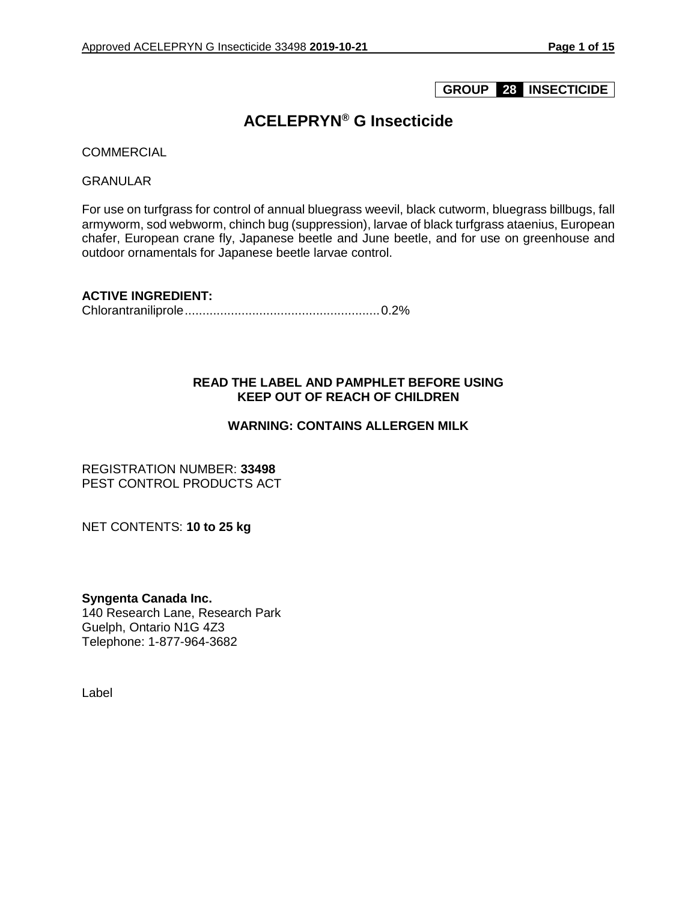**GROUP 28 INSECTICIDE**

# ACELEPRYN® G Insecticide

COMMERCIAL

GRANULAR

For use on turfgrass for control of annual bluegrass weevil, black cutworm, bluegrass billbugs, fall armyworm, sod webworm, chinch bug (suppression), larvae of black turfgrass ataenius, European chafer, European crane fly, Japanese beetle and June beetle, and for use on greenhouse and outdoor ornamentals for Japanese beetle larvae control.

**ACTIVE INGREDIENT:**
Chlorantraniliprole....................................................0.2%

**READ THE LABEL AND PAMPHLET BEFORE USING**
**KEEP OUT OF REACH OF CHILDREN**

**WARNING: CONTAINS ALLERGEN MILK**

REGISTRATION NUMBER: **33498**
PEST CONTROL PRODUCTS ACT

NET CONTENTS: **10 to 25 kg**

**Syngenta Canada Inc.**
140 Research Lane, Research Park
Guelph, Ontario N1G 4Z3
Telephone: 1-877-964-3682

Label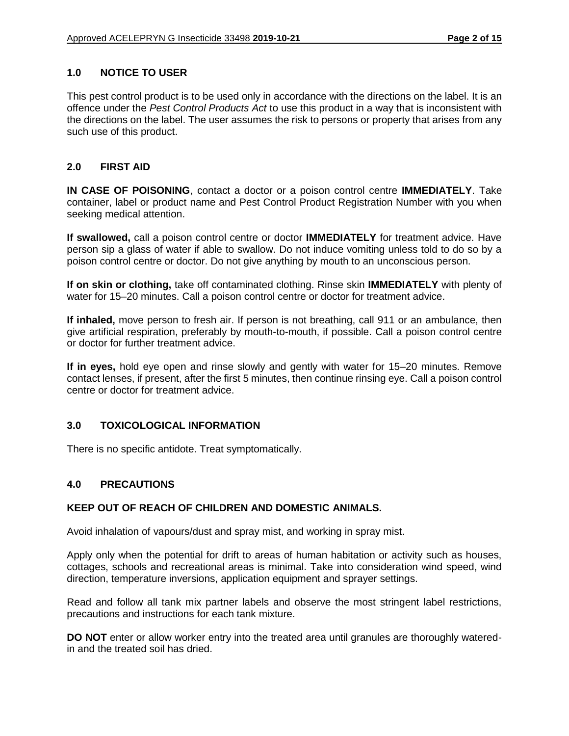## 1.0 NOTICE TO USER

This pest control product is to be used only in accordance with the directions on the label. It is an offence under the *Pest Control Products Act* to use this product in a way that is inconsistent with the directions on the label. The user assumes the risk to persons or property that arises from any such use of this product.

## 2.0 FIRST AID

**IN CASE OF POISONING**, contact a doctor or a poison control centre **IMMEDIATELY**. Take container, label or product name and Pest Control Product Registration Number with you when seeking medical attention.

**If swallowed,** call a poison control centre or doctor **IMMEDIATELY** for treatment advice. Have person sip a glass of water if able to swallow. Do not induce vomiting unless told to do so by a poison control centre or doctor. Do not give anything by mouth to an unconscious person.

**If on skin or clothing,** take off contaminated clothing. Rinse skin **IMMEDIATELY** with plenty of water for 15–20 minutes. Call a poison control centre or doctor for treatment advice.

**If inhaled,** move person to fresh air. If person is not breathing, call 911 or an ambulance, then give artificial respiration, preferably by mouth-to-mouth, if possible. Call a poison control centre or doctor for further treatment advice.

**If in eyes,** hold eye open and rinse slowly and gently with water for 15–20 minutes. Remove contact lenses, if present, after the first 5 minutes, then continue rinsing eye. Call a poison control centre or doctor for treatment advice.

## 3.0 TOXICOLOGICAL INFORMATION

There is no specific antidote. Treat symptomatically.

## 4.0 PRECAUTIONS

**KEEP OUT OF REACH OF CHILDREN AND DOMESTIC ANIMALS.**

Avoid inhalation of vapours/dust and spray mist, and working in spray mist.

Apply only when the potential for drift to areas of human habitation or activity such as houses, cottages, schools and recreational areas is minimal. Take into consideration wind speed, wind direction, temperature inversions, application equipment and sprayer settings.

Read and follow all tank mix partner labels and observe the most stringent label restrictions, precautions and instructions for each tank mixture.

**DO NOT** enter or allow worker entry into the treated area until granules are thoroughly watered-in and the treated soil has dried.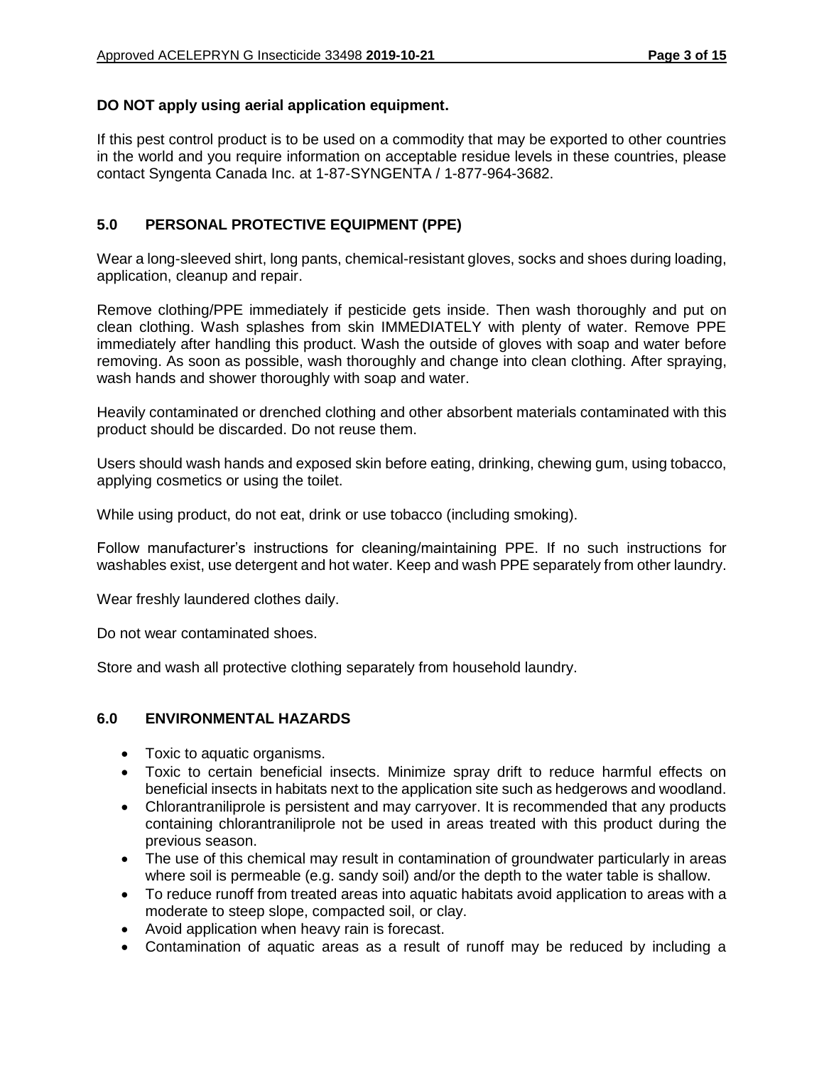**DO NOT apply using aerial application equipment.**

If this pest control product is to be used on a commodity that may be exported to other countries in the world and you require information on acceptable residue levels in these countries, please contact Syngenta Canada Inc. at 1-87-SYNGENTA / 1-877-964-3682.

## 5.0 PERSONAL PROTECTIVE EQUIPMENT (PPE)

Wear a long-sleeved shirt, long pants, chemical-resistant gloves, socks and shoes during loading, application, cleanup and repair.

Remove clothing/PPE immediately if pesticide gets inside. Then wash thoroughly and put on clean clothing. Wash splashes from skin IMMEDIATELY with plenty of water. Remove PPE immediately after handling this product. Wash the outside of gloves with soap and water before removing. As soon as possible, wash thoroughly and change into clean clothing. After spraying, wash hands and shower thoroughly with soap and water.

Heavily contaminated or drenched clothing and other absorbent materials contaminated with this product should be discarded. Do not reuse them.

Users should wash hands and exposed skin before eating, drinking, chewing gum, using tobacco, applying cosmetics or using the toilet.

While using product, do not eat, drink or use tobacco (including smoking).

Follow manufacturer's instructions for cleaning/maintaining PPE. If no such instructions for washables exist, use detergent and hot water. Keep and wash PPE separately from other laundry.

Wear freshly laundered clothes daily.

Do not wear contaminated shoes.

Store and wash all protective clothing separately from household laundry.

## 6.0 ENVIRONMENTAL HAZARDS

- Toxic to aquatic organisms.
- Toxic to certain beneficial insects. Minimize spray drift to reduce harmful effects on beneficial insects in habitats next to the application site such as hedgerows and woodland.
- Chlorantraniliprole is persistent and may carryover. It is recommended that any products containing chlorantraniliprole not be used in areas treated with this product during the previous season.
- The use of this chemical may result in contamination of groundwater particularly in areas where soil is permeable (e.g. sandy soil) and/or the depth to the water table is shallow.
- To reduce runoff from treated areas into aquatic habitats avoid application to areas with a moderate to steep slope, compacted soil, or clay.
- Avoid application when heavy rain is forecast.
- Contamination of aquatic areas as a result of runoff may be reduced by including a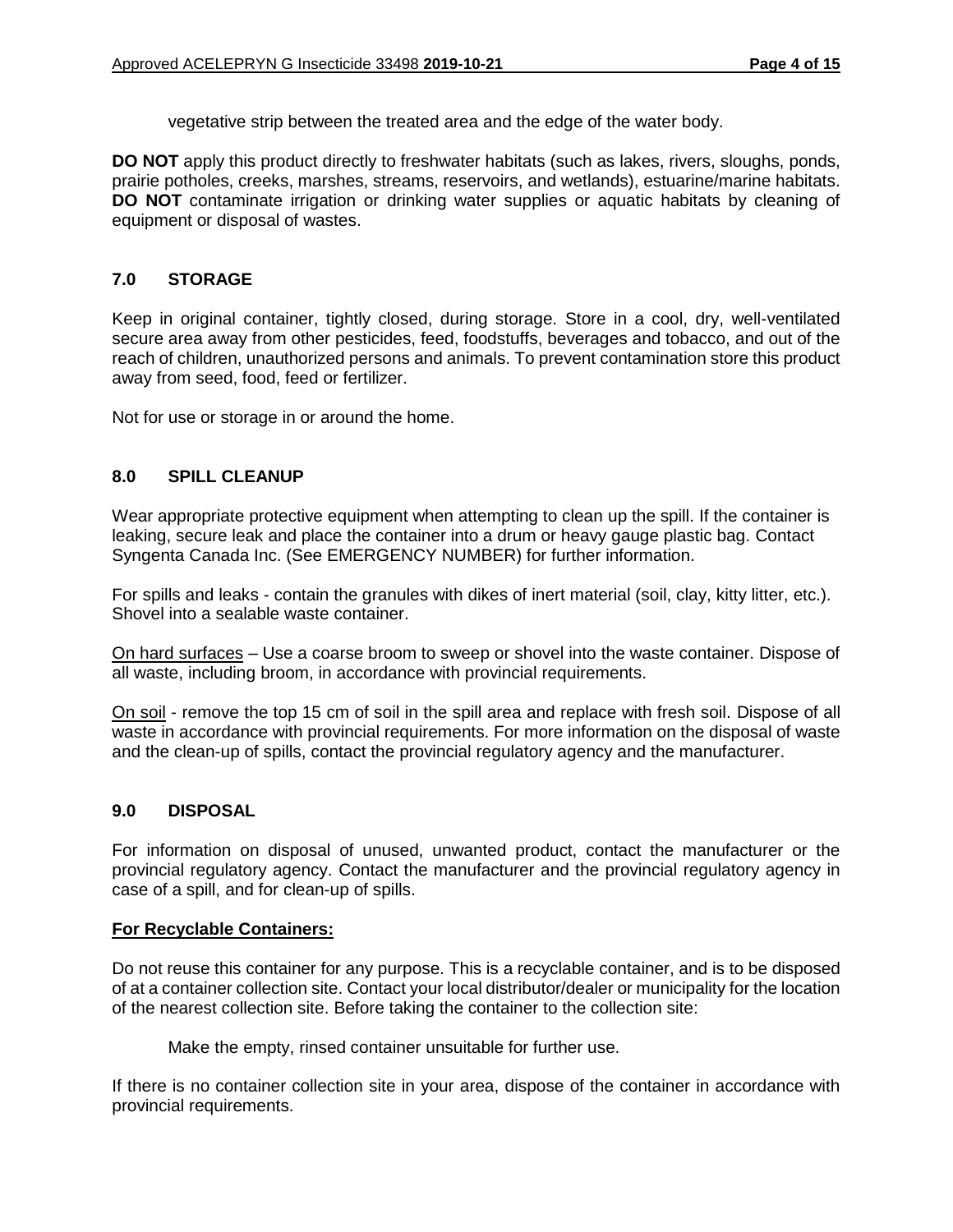vegetative strip between the treated area and the edge of the water body.

**DO NOT** apply this product directly to freshwater habitats (such as lakes, rivers, sloughs, ponds, prairie potholes, creeks, marshes, streams, reservoirs, and wetlands), estuarine/marine habitats. **DO NOT** contaminate irrigation or drinking water supplies or aquatic habitats by cleaning of equipment or disposal of wastes.

## 7.0 STORAGE

Keep in original container, tightly closed, during storage. Store in a cool, dry, well-ventilated secure area away from other pesticides, feed, foodstuffs, beverages and tobacco, and out of the reach of children, unauthorized persons and animals. To prevent contamination store this product away from seed, food, feed or fertilizer.

Not for use or storage in or around the home.

## 8.0 SPILL CLEANUP

Wear appropriate protective equipment when attempting to clean up the spill. If the container is leaking, secure leak and place the container into a drum or heavy gauge plastic bag. Contact Syngenta Canada Inc. (See EMERGENCY NUMBER) for further information.

For spills and leaks - contain the granules with dikes of inert material (soil, clay, kitty litter, etc.). Shovel into a sealable waste container.

<u>On hard surfaces</u> – Use a coarse broom to sweep or shovel into the waste container. Dispose of all waste, including broom, in accordance with provincial requirements.

<u>On soil</u> - remove the top 15 cm of soil in the spill area and replace with fresh soil. Dispose of all waste in accordance with provincial requirements. For more information on the disposal of waste and the clean-up of spills, contact the provincial regulatory agency and the manufacturer.

## 9.0 DISPOSAL

For information on disposal of unused, unwanted product, contact the manufacturer or the provincial regulatory agency. Contact the manufacturer and the provincial regulatory agency in case of a spill, and for clean-up of spills.

**<u>For Recyclable Containers:</u>**

Do not reuse this container for any purpose. This is a recyclable container, and is to be disposed of at a container collection site. Contact your local distributor/dealer or municipality for the location of the nearest collection site. Before taking the container to the collection site:

Make the empty, rinsed container unsuitable for further use.

If there is no container collection site in your area, dispose of the container in accordance with provincial requirements.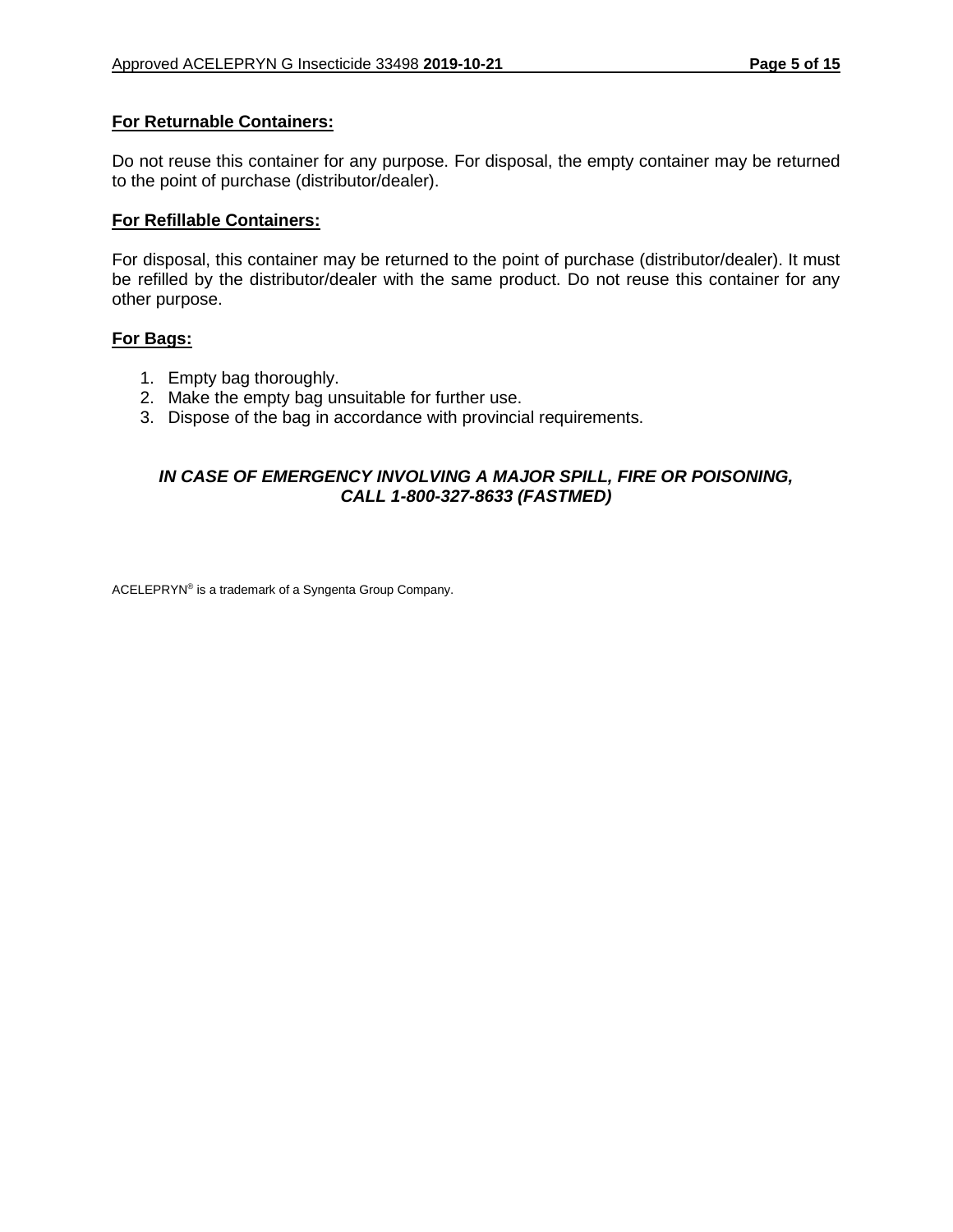**For Returnable Containers:**

Do not reuse this container for any purpose. For disposal, the empty container may be returned to the point of purchase (distributor/dealer).

**For Refillable Containers:**

For disposal, this container may be returned to the point of purchase (distributor/dealer). It must be refilled by the distributor/dealer with the same product. Do not reuse this container for any other purpose.

**For Bags:**

1. Empty bag thoroughly.
2. Make the empty bag unsuitable for further use.
3. Dispose of the bag in accordance with provincial requirements.

***IN CASE OF EMERGENCY INVOLVING A MAJOR SPILL, FIRE OR POISONING, CALL 1-800-327-8633 (FASTMED)***

ACELEPRYN® is a trademark of a Syngenta Group Company.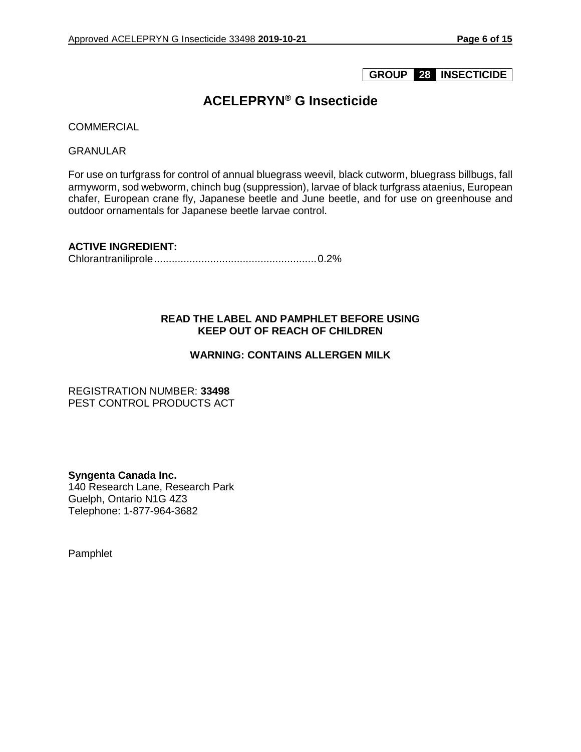**GROUP 28 INSECTICIDE**

# ACELEPRYN® G Insecticide

COMMERCIAL

GRANULAR

For use on turfgrass for control of annual bluegrass weevil, black cutworm, bluegrass billbugs, fall armyworm, sod webworm, chinch bug (suppression), larvae of black turfgrass ataenius, European chafer, European crane fly, Japanese beetle and June beetle, and for use on greenhouse and outdoor ornamentals for Japanese beetle larvae control.

**ACTIVE INGREDIENT:**

Chlorantraniliprole......................................................0.2%

**READ THE LABEL AND PAMPHLET BEFORE USING**
**KEEP OUT OF REACH OF CHILDREN**

**WARNING: CONTAINS ALLERGEN MILK**

REGISTRATION NUMBER: **33498**
PEST CONTROL PRODUCTS ACT

**Syngenta Canada Inc.**
140 Research Lane, Research Park
Guelph, Ontario N1G 4Z3
Telephone: 1-877-964-3682

Pamphlet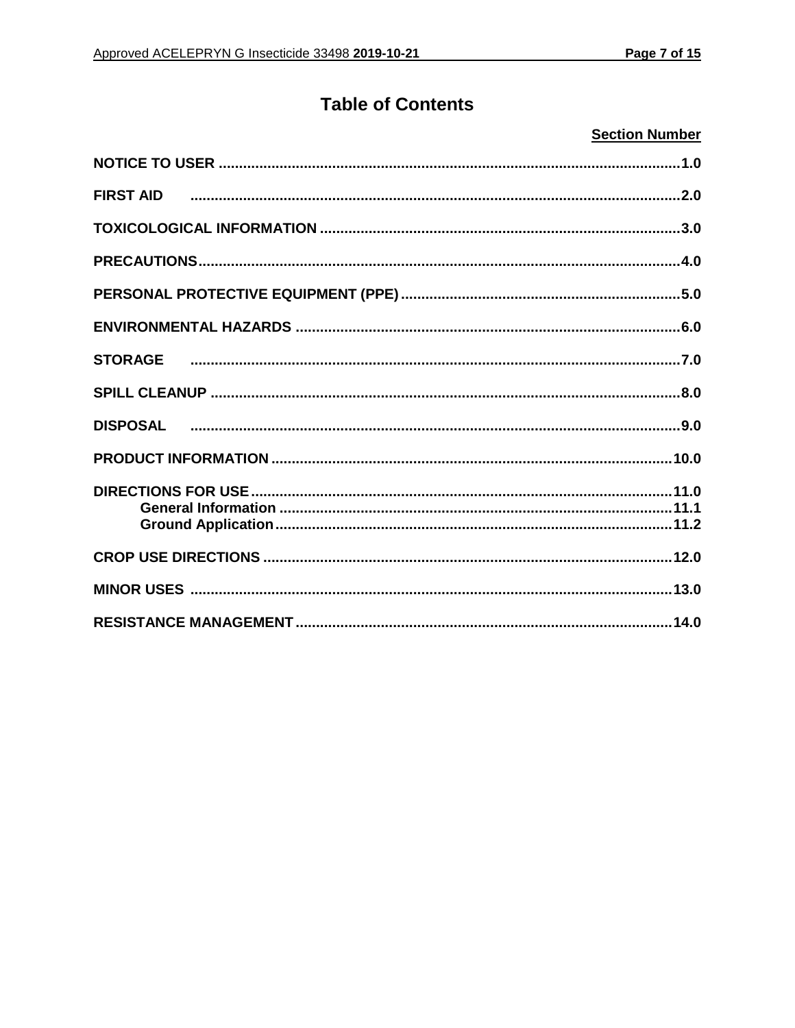# Table of Contents

| | Section Number |
|---|---|
| **NOTICE TO USER** | **1.0** |
| **FIRST AID** | **2.0** |
| **TOXICOLOGICAL INFORMATION** | **3.0** |
| **PRECAUTIONS** | **4.0** |
| **PERSONAL PROTECTIVE EQUIPMENT (PPE)** | **5.0** |
| **ENVIRONMENTAL HAZARDS** | **6.0** |
| **STORAGE** | **7.0** |
| **SPILL CLEANUP** | **8.0** |
| **DISPOSAL** | **9.0** |
| **PRODUCT INFORMATION** | **10.0** |
| **DIRECTIONS FOR USE** | **11.0** |
| **General Information** | **11.1** |
| **Ground Application** | **11.2** |
| **CROP USE DIRECTIONS** | **12.0** |
| **MINOR USES** | **13.0** |
| **RESISTANCE MANAGEMENT** | **14.0** |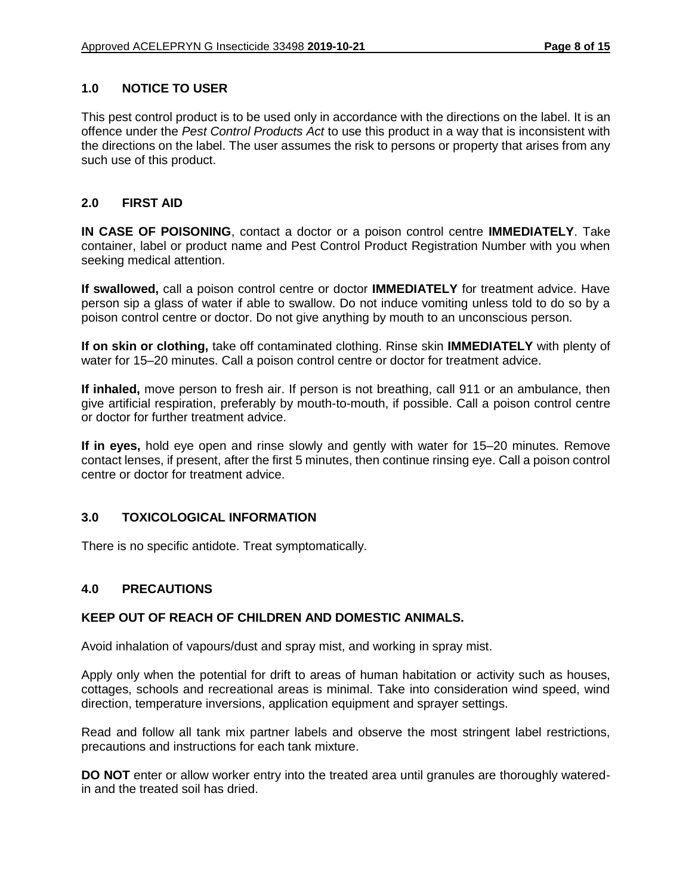## 1.0 NOTICE TO USER

This pest control product is to be used only in accordance with the directions on the label. It is an offence under the *Pest Control Products Act* to use this product in a way that is inconsistent with the directions on the label. The user assumes the risk to persons or property that arises from any such use of this product.

## 2.0 FIRST AID

**IN CASE OF POISONING**, contact a doctor or a poison control centre **IMMEDIATELY**. Take container, label or product name and Pest Control Product Registration Number with you when seeking medical attention.

**If swallowed,** call a poison control centre or doctor **IMMEDIATELY** for treatment advice. Have person sip a glass of water if able to swallow. Do not induce vomiting unless told to do so by a poison control centre or doctor. Do not give anything by mouth to an unconscious person.

**If on skin or clothing,** take off contaminated clothing. Rinse skin **IMMEDIATELY** with plenty of water for 15–20 minutes. Call a poison control centre or doctor for treatment advice.

**If inhaled,** move person to fresh air. If person is not breathing, call 911 or an ambulance, then give artificial respiration, preferably by mouth-to-mouth, if possible. Call a poison control centre or doctor for further treatment advice.

**If in eyes,** hold eye open and rinse slowly and gently with water for 15–20 minutes. Remove contact lenses, if present, after the first 5 minutes, then continue rinsing eye. Call a poison control centre or doctor for treatment advice.

## 3.0 TOXICOLOGICAL INFORMATION

There is no specific antidote. Treat symptomatically.

## 4.0 PRECAUTIONS

**KEEP OUT OF REACH OF CHILDREN AND DOMESTIC ANIMALS.**

Avoid inhalation of vapours/dust and spray mist, and working in spray mist.

Apply only when the potential for drift to areas of human habitation or activity such as houses, cottages, schools and recreational areas is minimal. Take into consideration wind speed, wind direction, temperature inversions, application equipment and sprayer settings.

Read and follow all tank mix partner labels and observe the most stringent label restrictions, precautions and instructions for each tank mixture.

**DO NOT** enter or allow worker entry into the treated area until granules are thoroughly watered-in and the treated soil has dried.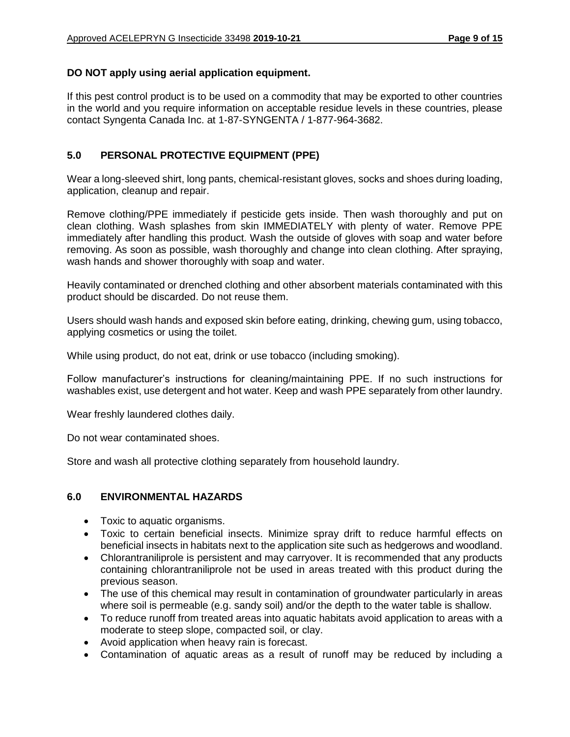**DO NOT apply using aerial application equipment.**

If this pest control product is to be used on a commodity that may be exported to other countries in the world and you require information on acceptable residue levels in these countries, please contact Syngenta Canada Inc. at 1-87-SYNGENTA / 1-877-964-3682.

## 5.0 PERSONAL PROTECTIVE EQUIPMENT (PPE)

Wear a long-sleeved shirt, long pants, chemical-resistant gloves, socks and shoes during loading, application, cleanup and repair.

Remove clothing/PPE immediately if pesticide gets inside. Then wash thoroughly and put on clean clothing. Wash splashes from skin IMMEDIATELY with plenty of water. Remove PPE immediately after handling this product. Wash the outside of gloves with soap and water before removing. As soon as possible, wash thoroughly and change into clean clothing. After spraying, wash hands and shower thoroughly with soap and water.

Heavily contaminated or drenched clothing and other absorbent materials contaminated with this product should be discarded. Do not reuse them.

Users should wash hands and exposed skin before eating, drinking, chewing gum, using tobacco, applying cosmetics or using the toilet.

While using product, do not eat, drink or use tobacco (including smoking).

Follow manufacturer's instructions for cleaning/maintaining PPE. If no such instructions for washables exist, use detergent and hot water. Keep and wash PPE separately from other laundry.

Wear freshly laundered clothes daily.

Do not wear contaminated shoes.

Store and wash all protective clothing separately from household laundry.

## 6.0 ENVIRONMENTAL HAZARDS

- Toxic to aquatic organisms.
- Toxic to certain beneficial insects. Minimize spray drift to reduce harmful effects on beneficial insects in habitats next to the application site such as hedgerows and woodland.
- Chlorantraniliprole is persistent and may carryover. It is recommended that any products containing chlorantraniliprole not be used in areas treated with this product during the previous season.
- The use of this chemical may result in contamination of groundwater particularly in areas where soil is permeable (e.g. sandy soil) and/or the depth to the water table is shallow.
- To reduce runoff from treated areas into aquatic habitats avoid application to areas with a moderate to steep slope, compacted soil, or clay.
- Avoid application when heavy rain is forecast.
- Contamination of aquatic areas as a result of runoff may be reduced by including a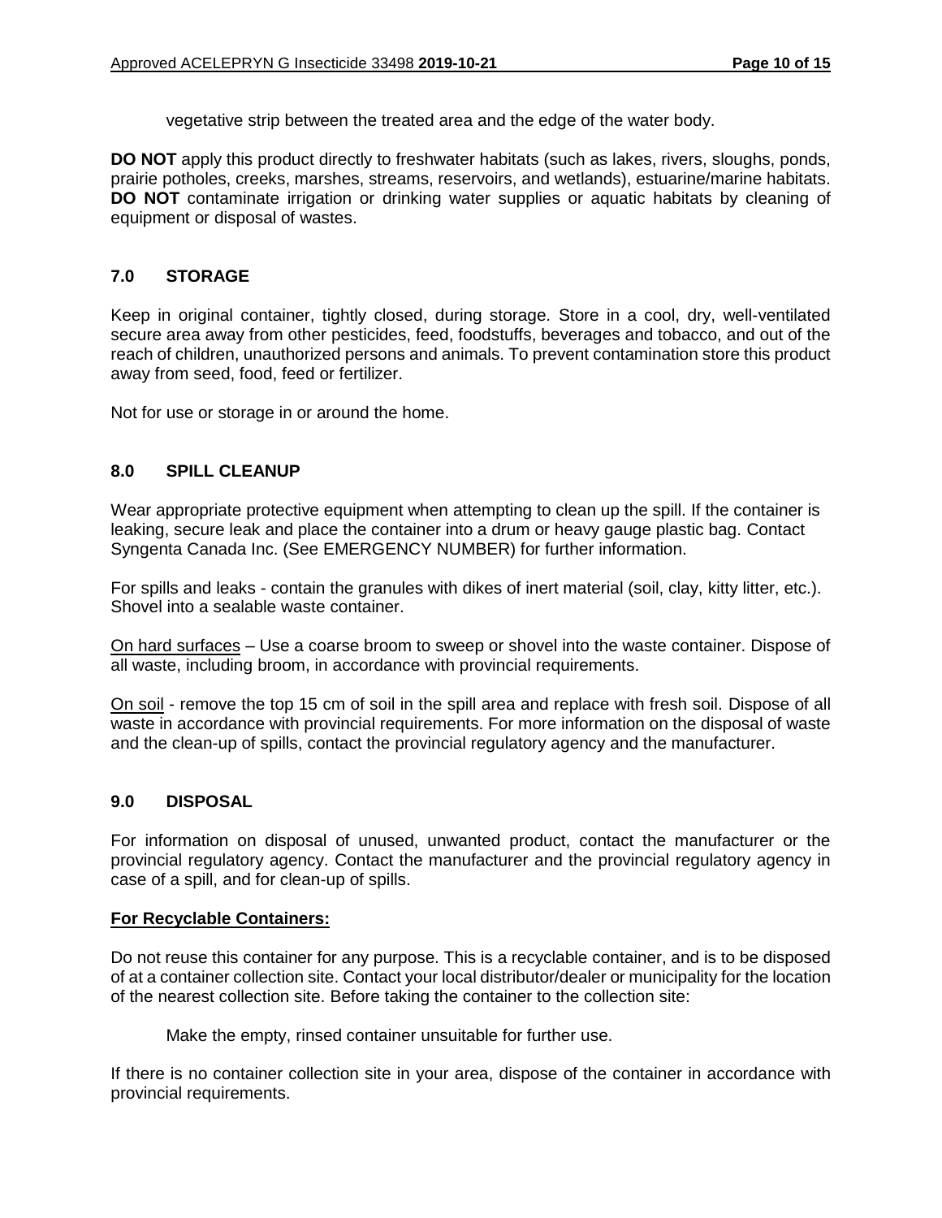vegetative strip between the treated area and the edge of the water body.

**DO NOT** apply this product directly to freshwater habitats (such as lakes, rivers, sloughs, ponds, prairie potholes, creeks, marshes, streams, reservoirs, and wetlands), estuarine/marine habitats. **DO NOT** contaminate irrigation or drinking water supplies or aquatic habitats by cleaning of equipment or disposal of wastes.

## 7.0 STORAGE

Keep in original container, tightly closed, during storage. Store in a cool, dry, well-ventilated secure area away from other pesticides, feed, foodstuffs, beverages and tobacco, and out of the reach of children, unauthorized persons and animals. To prevent contamination store this product away from seed, food, feed or fertilizer.

Not for use or storage in or around the home.

## 8.0 SPILL CLEANUP

Wear appropriate protective equipment when attempting to clean up the spill. If the container is leaking, secure leak and place the container into a drum or heavy gauge plastic bag. Contact Syngenta Canada Inc. (See EMERGENCY NUMBER) for further information.

For spills and leaks - contain the granules with dikes of inert material (soil, clay, kitty litter, etc.). Shovel into a sealable waste container.

<u>On hard surfaces</u> – Use a coarse broom to sweep or shovel into the waste container. Dispose of all waste, including broom, in accordance with provincial requirements.

<u>On soil</u> - remove the top 15 cm of soil in the spill area and replace with fresh soil. Dispose of all waste in accordance with provincial requirements. For more information on the disposal of waste and the clean-up of spills, contact the provincial regulatory agency and the manufacturer.

## 9.0 DISPOSAL

For information on disposal of unused, unwanted product, contact the manufacturer or the provincial regulatory agency. Contact the manufacturer and the provincial regulatory agency in case of a spill, and for clean-up of spills.

**<u>For Recyclable Containers:</u>**

Do not reuse this container for any purpose. This is a recyclable container, and is to be disposed of at a container collection site. Contact your local distributor/dealer or municipality for the location of the nearest collection site. Before taking the container to the collection site:

Make the empty, rinsed container unsuitable for further use.

If there is no container collection site in your area, dispose of the container in accordance with provincial requirements.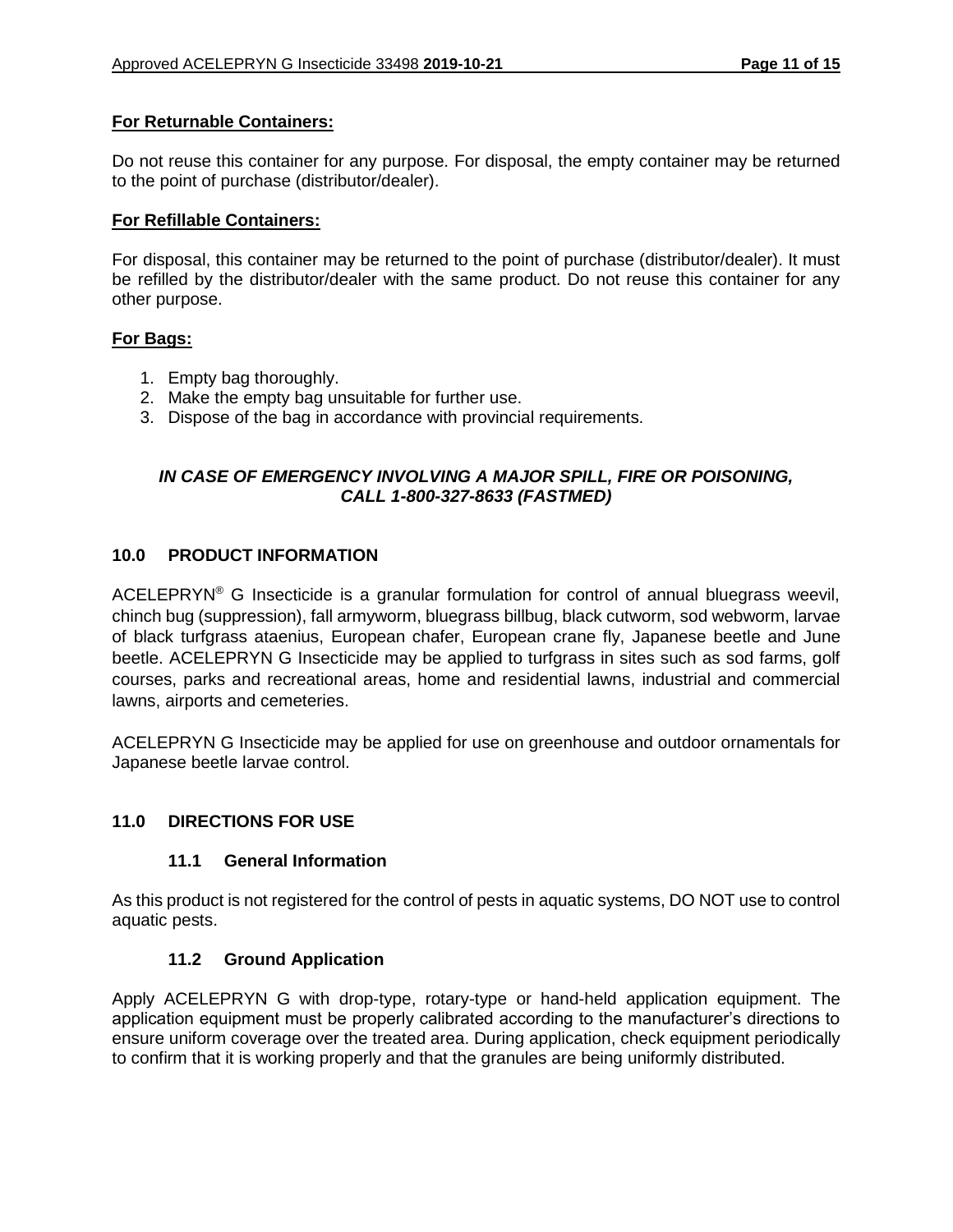**For Returnable Containers:**

Do not reuse this container for any purpose. For disposal, the empty container may be returned to the point of purchase (distributor/dealer).

**For Refillable Containers:**

For disposal, this container may be returned to the point of purchase (distributor/dealer). It must be refilled by the distributor/dealer with the same product. Do not reuse this container for any other purpose.

**For Bags:**

1. Empty bag thoroughly.
2. Make the empty bag unsuitable for further use.
3. Dispose of the bag in accordance with provincial requirements.

***IN CASE OF EMERGENCY INVOLVING A MAJOR SPILL, FIRE OR POISONING, CALL 1-800-327-8633 (FASTMED)***

## 10.0 PRODUCT INFORMATION

ACELEPRYN® G Insecticide is a granular formulation for control of annual bluegrass weevil, chinch bug (suppression), fall armyworm, bluegrass billbug, black cutworm, sod webworm, larvae of black turfgrass ataenius, European chafer, European crane fly, Japanese beetle and June beetle. ACELEPRYN G Insecticide may be applied to turfgrass in sites such as sod farms, golf courses, parks and recreational areas, home and residential lawns, industrial and commercial lawns, airports and cemeteries.

ACELEPRYN G Insecticide may be applied for use on greenhouse and outdoor ornamentals for Japanese beetle larvae control.

## 11.0 DIRECTIONS FOR USE

### 11.1 General Information

As this product is not registered for the control of pests in aquatic systems, DO NOT use to control aquatic pests.

### 11.2 Ground Application

Apply ACELEPRYN G with drop-type, rotary-type or hand-held application equipment. The application equipment must be properly calibrated according to the manufacturer's directions to ensure uniform coverage over the treated area. During application, check equipment periodically to confirm that it is working properly and that the granules are being uniformly distributed.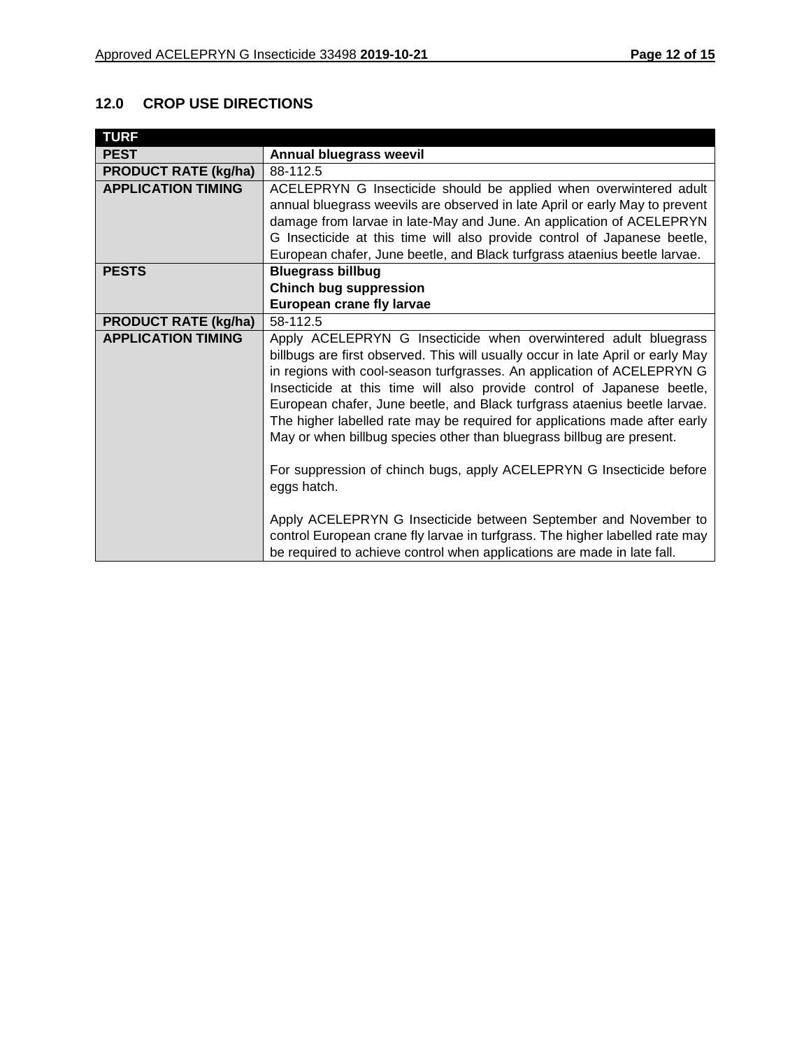## 12.0 CROP USE DIRECTIONS

| TURF | |
|---|---|
| **PEST** | **Annual bluegrass weevil** |
| **PRODUCT RATE (kg/ha)** | 88-112.5 |
| **APPLICATION TIMING** | ACELEPRYN G Insecticide should be applied when overwintered adult annual bluegrass weevils are observed in late April or early May to prevent damage from larvae in late-May and June. An application of ACELEPRYN G Insecticide at this time will also provide control of Japanese beetle, European chafer, June beetle, and Black turfgrass ataenius beetle larvae. |
| **PESTS** | **Bluegrass billbug**<br>**Chinch bug suppression**<br>**European crane fly larvae** |
| **PRODUCT RATE (kg/ha)** | 58-112.5 |
| **APPLICATION TIMING** | Apply ACELEPRYN G Insecticide when overwintered adult bluegrass billbugs are first observed. This will usually occur in late April or early May in regions with cool-season turfgrasses. An application of ACELEPRYN G Insecticide at this time will also provide control of Japanese beetle, European chafer, June beetle, and Black turfgrass ataenius beetle larvae. The higher labelled rate may be required for applications made after early May or when billbug species other than bluegrass billbug are present.<br><br>For suppression of chinch bugs, apply ACELEPRYN G Insecticide before eggs hatch.<br><br>Apply ACELEPRYN G Insecticide between September and November to control European crane fly larvae in turfgrass. The higher labelled rate may be required to achieve control when applications are made in late fall. |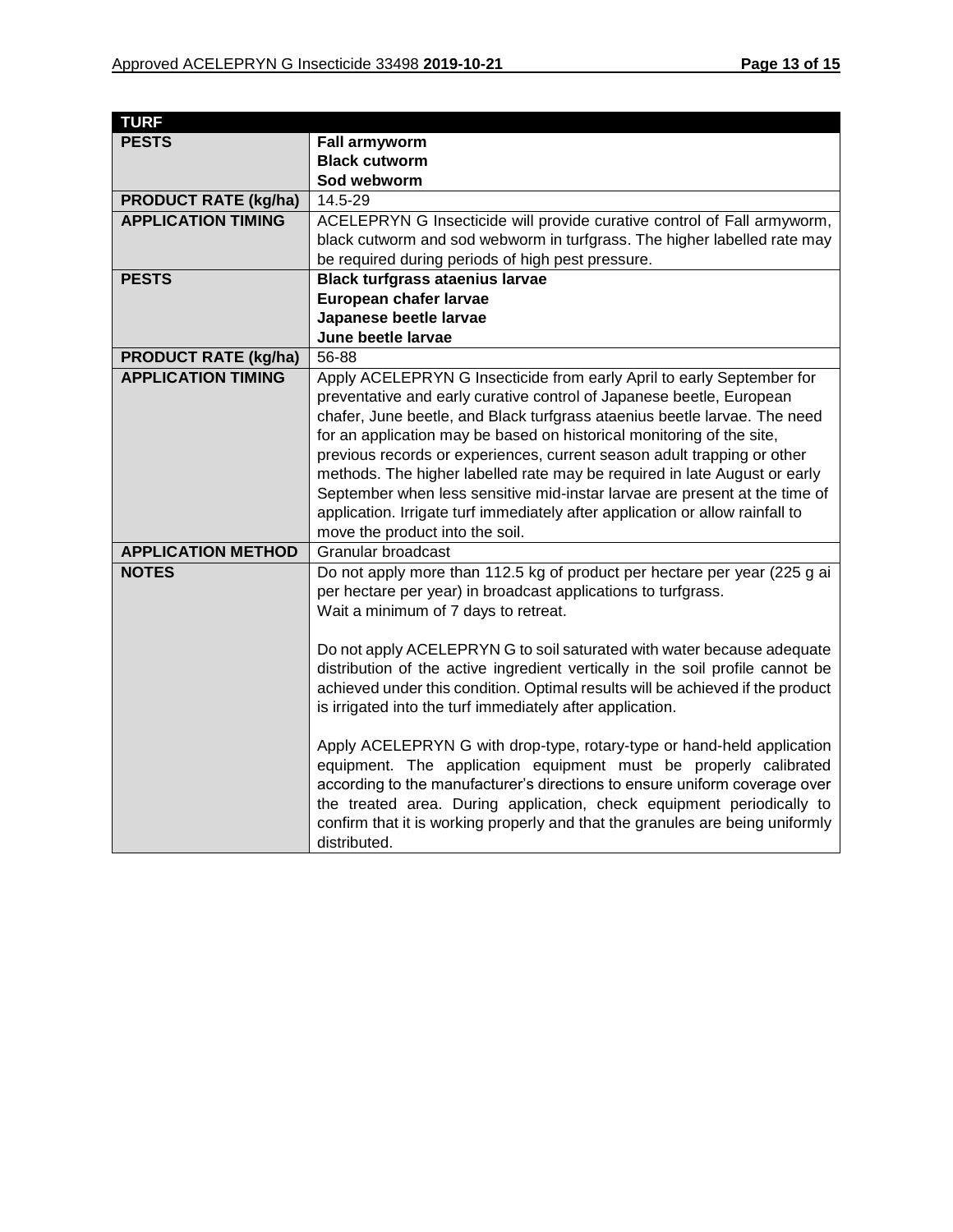| TURF | |
|---|---|
| **PESTS** | **Fall armyworm**<br>**Black cutworm**<br>**Sod webworm** |
| **PRODUCT RATE (kg/ha)** | 14.5-29 |
| **APPLICATION TIMING** | ACELEPRYN G Insecticide will provide curative control of Fall armyworm, black cutworm and sod webworm in turfgrass. The higher labelled rate may be required during periods of high pest pressure. |
| **PESTS** | **Black turfgrass ataenius larvae**<br>**European chafer larvae**<br>**Japanese beetle larvae**<br>**June beetle larvae** |
| **PRODUCT RATE (kg/ha)** | 56-88 |
| **APPLICATION TIMING** | Apply ACELEPRYN G Insecticide from early April to early September for preventative and early curative control of Japanese beetle, European chafer, June beetle, and Black turfgrass ataenius beetle larvae. The need for an application may be based on historical monitoring of the site, previous records or experiences, current season adult trapping or other methods. The higher labelled rate may be required in late August or early September when less sensitive mid-instar larvae are present at the time of application. Irrigate turf immediately after application or allow rainfall to move the product into the soil. |
| **APPLICATION METHOD** | Granular broadcast |
| **NOTES** | Do not apply more than 112.5 kg of product per hectare per year (225 g ai per hectare per year) in broadcast applications to turfgrass.<br>Wait a minimum of 7 days to retreat.<br><br>Do not apply ACELEPRYN G to soil saturated with water because adequate distribution of the active ingredient vertically in the soil profile cannot be achieved under this condition. Optimal results will be achieved if the product is irrigated into the turf immediately after application.<br><br>Apply ACELEPRYN G with drop-type, rotary-type or hand-held application equipment. The application equipment must be properly calibrated according to the manufacturer's directions to ensure uniform coverage over the treated area. During application, check equipment periodically to confirm that it is working properly and that the granules are being uniformly distributed. |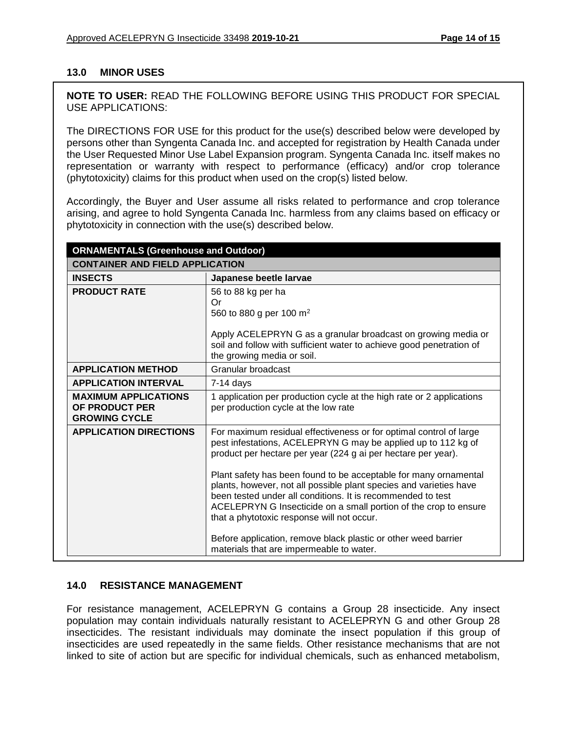## 13.0 MINOR USES

**NOTE TO USER:** READ THE FOLLOWING BEFORE USING THIS PRODUCT FOR SPECIAL USE APPLICATIONS:

The DIRECTIONS FOR USE for this product for the use(s) described below were developed by persons other than Syngenta Canada Inc. and accepted for registration by Health Canada under the User Requested Minor Use Label Expansion program. Syngenta Canada Inc. itself makes no representation or warranty with respect to performance (efficacy) and/or crop tolerance (phytotoxicity) claims for this product when used on the crop(s) listed below.

Accordingly, the Buyer and User assume all risks related to performance and crop tolerance arising, and agree to hold Syngenta Canada Inc. harmless from any claims based on efficacy or phytotoxicity in connection with the use(s) described below.

| **ORNAMENTALS (Greenhouse and Outdoor)** | |
|---|---|
| **CONTAINER AND FIELD APPLICATION** | |
| **INSECTS** | **Japanese beetle larvae** |
| **PRODUCT RATE** | 56 to 88 kg per ha<br>Or<br>560 to 880 g per 100 $m^2$<br><br>Apply ACELEPRYN G as a granular broadcast on growing media or soil and follow with sufficient water to achieve good penetration of the growing media or soil. |
| **APPLICATION METHOD** | Granular broadcast |
| **APPLICATION INTERVAL** | 7-14 days |
| **MAXIMUM APPLICATIONS OF PRODUCT PER GROWING CYCLE** | 1 application per production cycle at the high rate or 2 applications per production cycle at the low rate |
| **APPLICATION DIRECTIONS** | For maximum residual effectiveness or for optimal control of large pest infestations, ACELEPRYN G may be applied up to 112 kg of product per hectare per year (224 g ai per hectare per year).<br><br>Plant safety has been found to be acceptable for many ornamental plants, however, not all possible plant species and varieties have been tested under all conditions. It is recommended to test ACELEPRYN G Insecticide on a small portion of the crop to ensure that a phytotoxic response will not occur.<br><br>Before application, remove black plastic or other weed barrier materials that are impermeable to water. |

## 14.0 RESISTANCE MANAGEMENT

For resistance management, ACELEPRYN G contains a Group 28 insecticide. Any insect population may contain individuals naturally resistant to ACELEPRYN G and other Group 28 insecticides. The resistant individuals may dominate the insect population if this group of insecticides are used repeatedly in the same fields. Other resistance mechanisms that are not linked to site of action but are specific for individual chemicals, such as enhanced metabolism,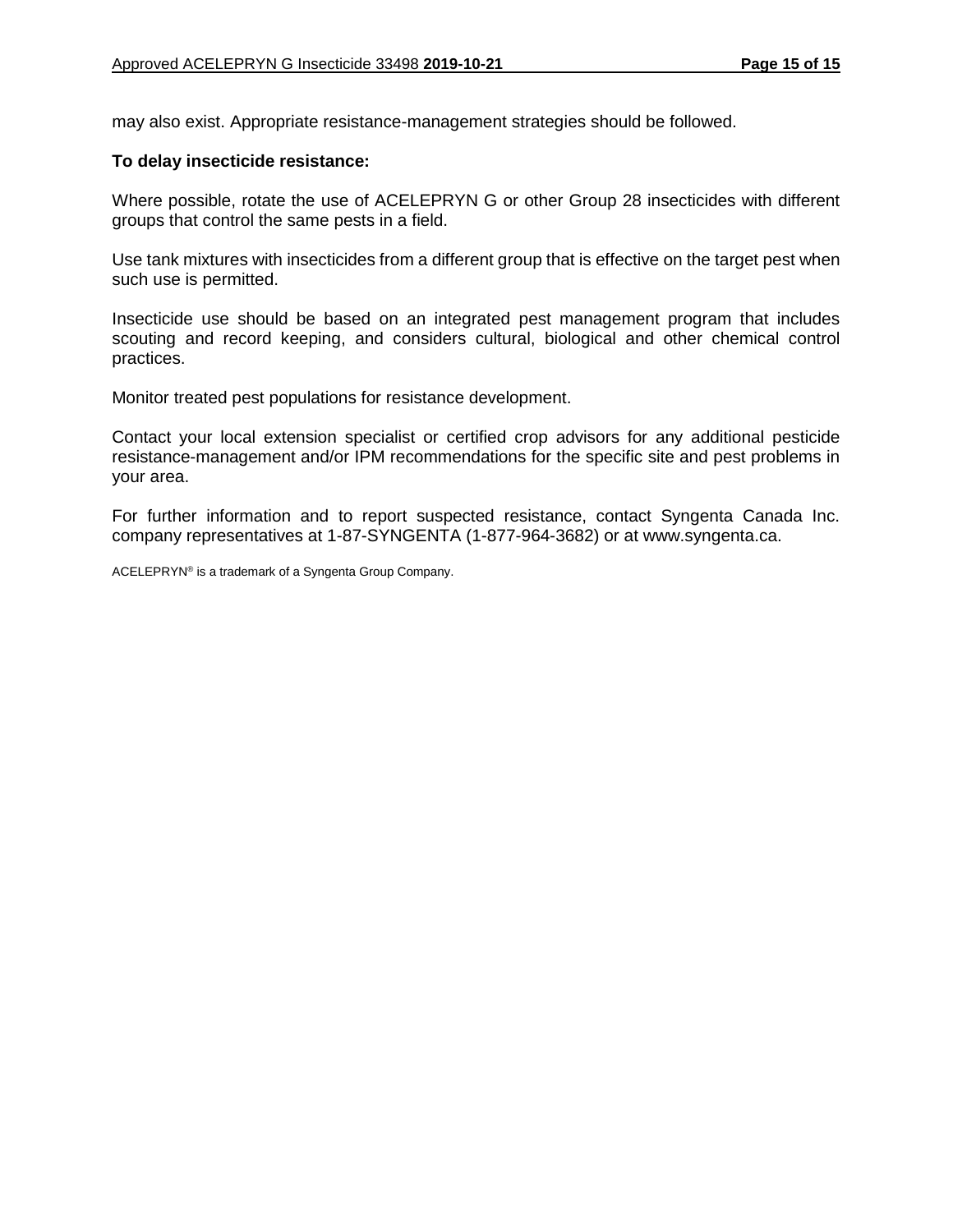may also exist. Appropriate resistance-management strategies should be followed.

**To delay insecticide resistance:**

Where possible, rotate the use of ACELEPRYN G or other Group 28 insecticides with different groups that control the same pests in a field.

Use tank mixtures with insecticides from a different group that is effective on the target pest when such use is permitted.

Insecticide use should be based on an integrated pest management program that includes scouting and record keeping, and considers cultural, biological and other chemical control practices.

Monitor treated pest populations for resistance development.

Contact your local extension specialist or certified crop advisors for any additional pesticide resistance-management and/or IPM recommendations for the specific site and pest problems in your area.

For further information and to report suspected resistance, contact Syngenta Canada Inc. company representatives at 1-87-SYNGENTA (1-877-964-3682) or at www.syngenta.ca.

ACELEPRYN® is a trademark of a Syngenta Group Company.